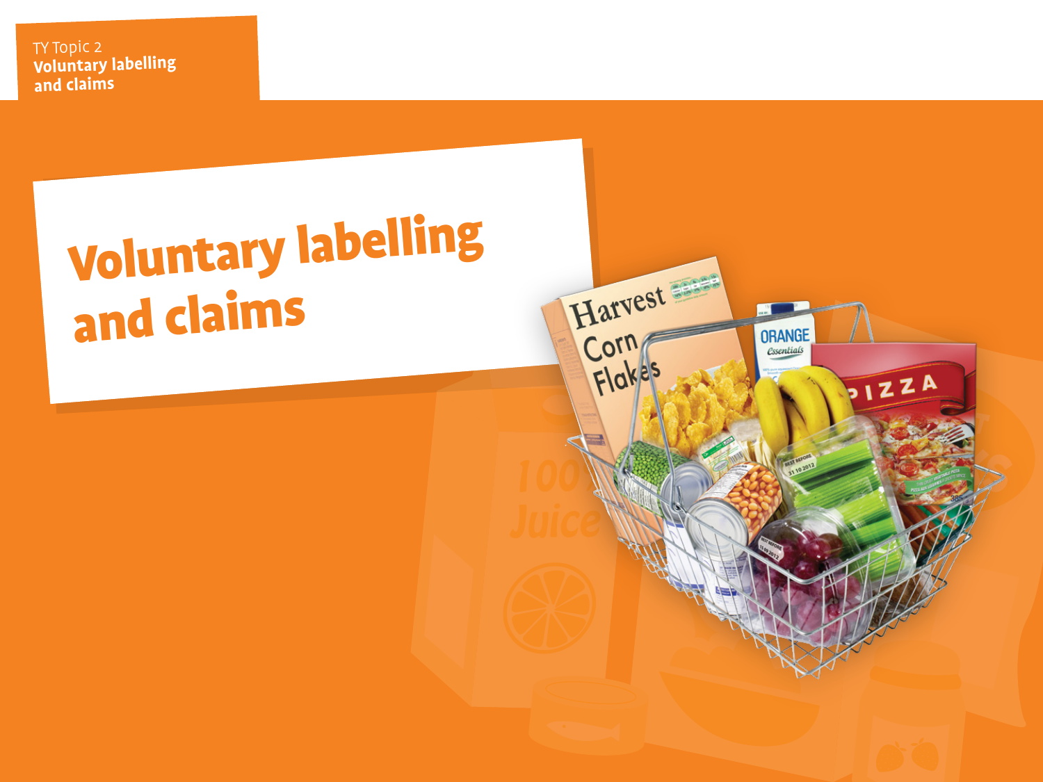TY Topic 2
**Voluntary labelling and claims**

# Voluntary labelling and claims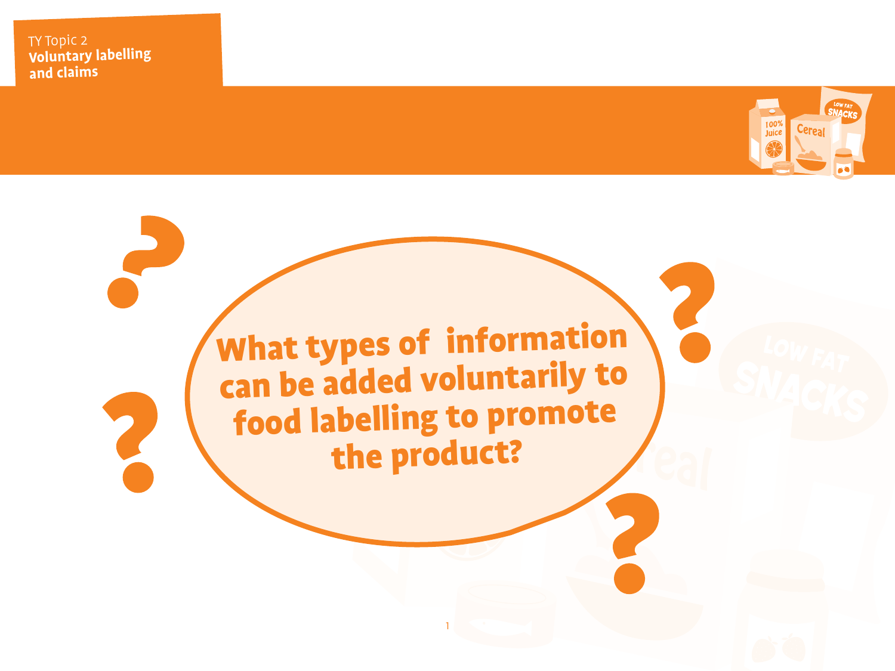TY Topic 2
**Voluntary labelling and claims**

# What types of information can be added voluntarily to food labelling to promote the product?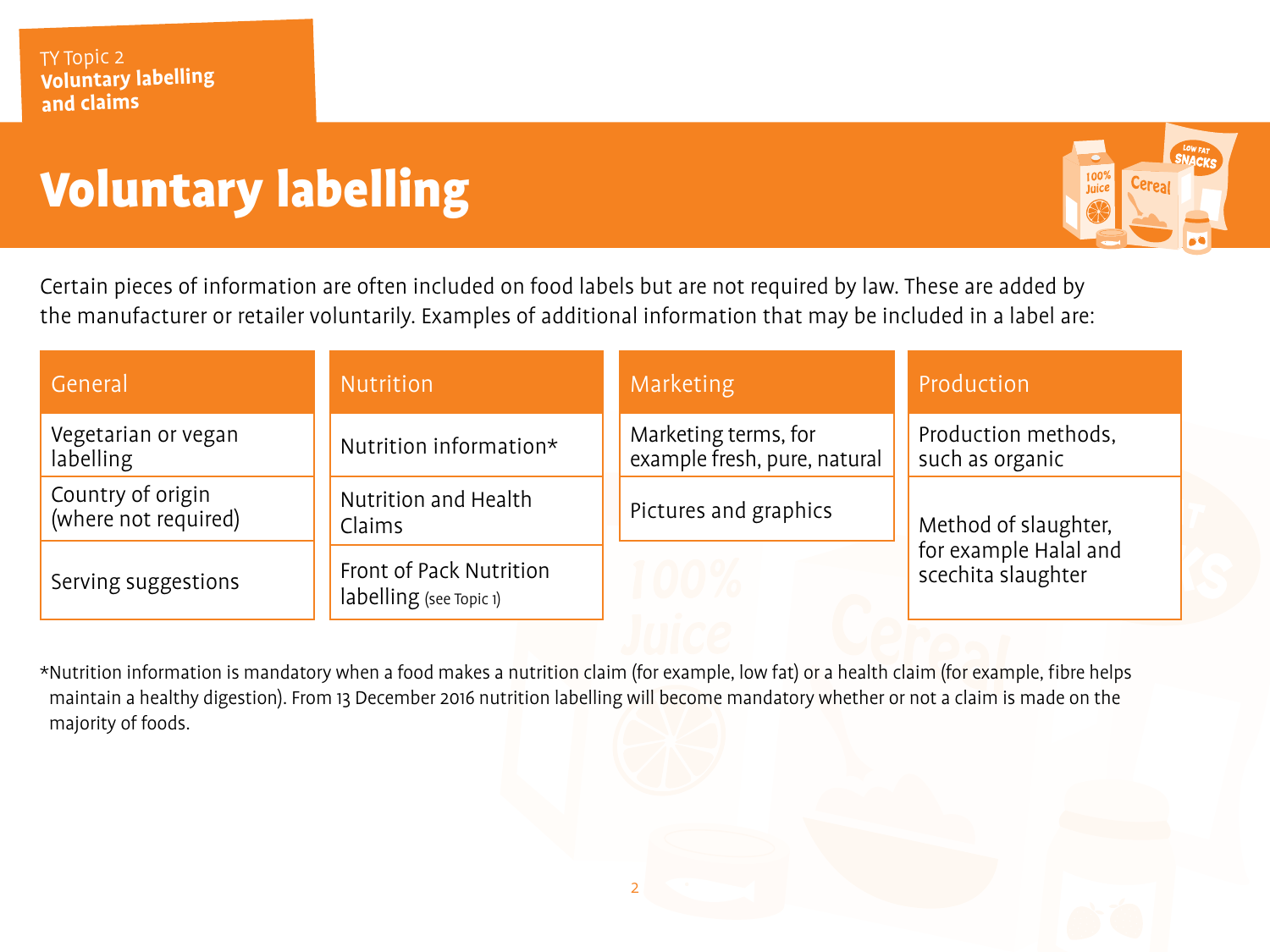TY Topic 2
**Voluntary labelling and claims**

# Voluntary labelling

Certain pieces of information are often included on food labels but are not required by law. These are added by the manufacturer or retailer voluntarily. Examples of additional information that may be included in a label are:

| General | Nutrition | Marketing | Production |
|---|---|---|---|
| Vegetarian or vegan labelling | Nutrition information* | Marketing terms, for example fresh, pure, natural | Production methods, such as organic |
| Country of origin (where not required) | Nutrition and Health Claims | Pictures and graphics | Method of slaughter, for example Halal and scechita slaughter |
| Serving suggestions | Front of Pack Nutrition labelling (see Topic 1) | | |

*Nutrition information is mandatory when a food makes a nutrition claim (for example, low fat) or a health claim (for example, fibre helps maintain a healthy digestion). From 13 December 2016 nutrition labelling will become mandatory whether or not a claim is made on the majority of foods.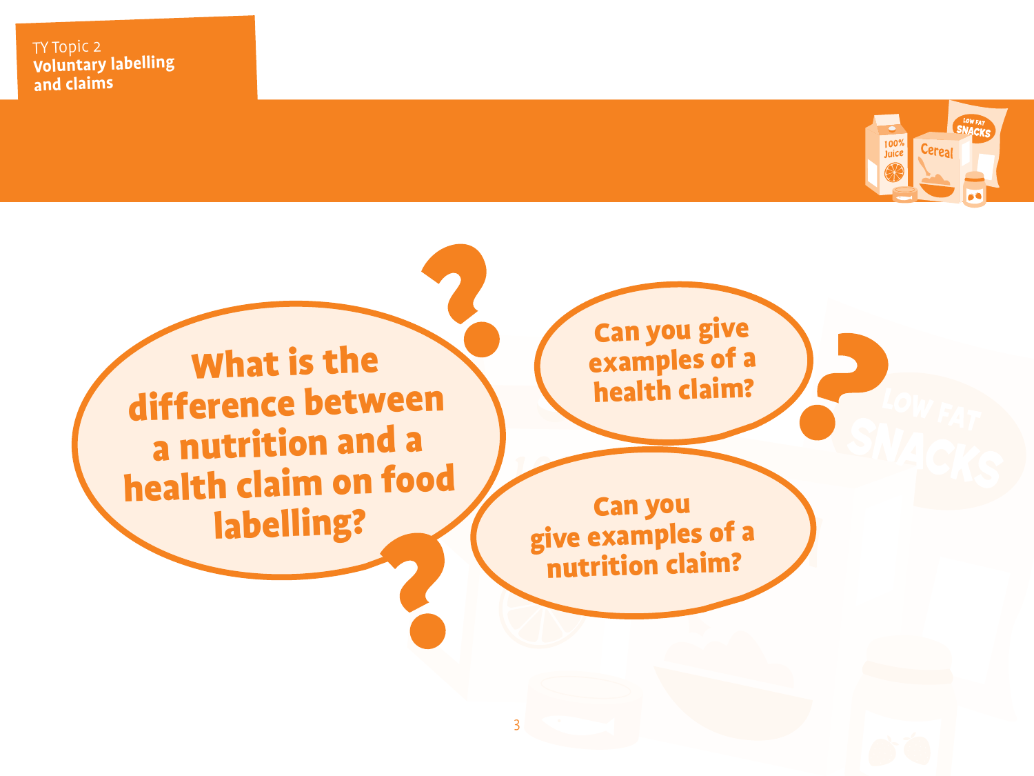TY Topic 2
**Voluntary labelling and claims**

**What is the difference between a nutrition and a health claim on food labelling?**

**Can you give examples of a health claim?**

**Can you give examples of a nutrition claim?**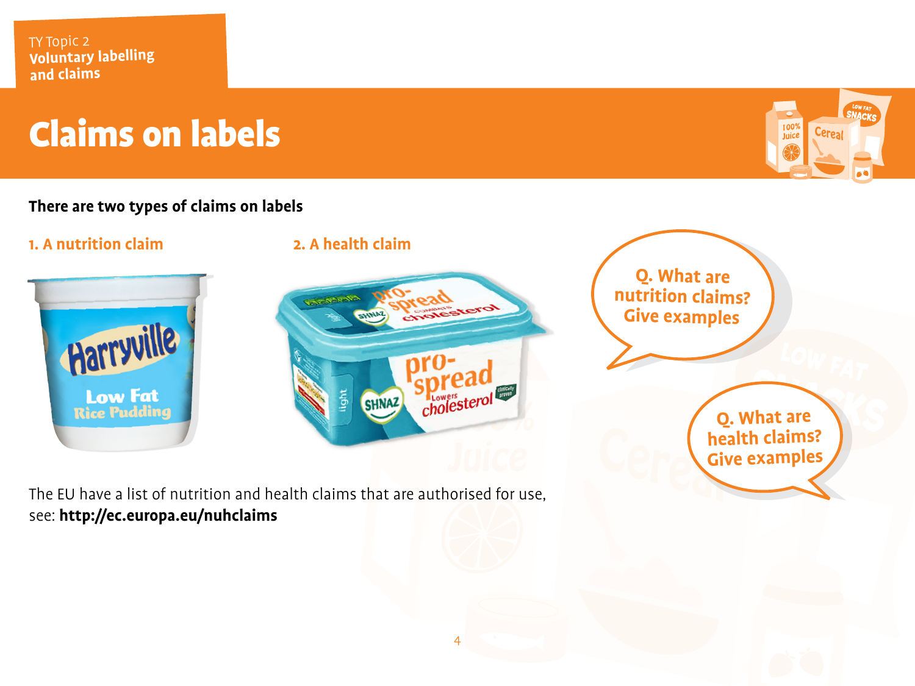TY Topic 2
**Voluntary labelling and claims**

# Claims on labels

**There are two types of claims on labels**

### 1. A nutrition claim

### 2. A health claim

Q. What are nutrition claims? Give examples

Q. What are health claims? Give examples

The EU have a list of nutrition and health claims that are authorised for use, see: **http://ec.europa.eu/nuhclaims**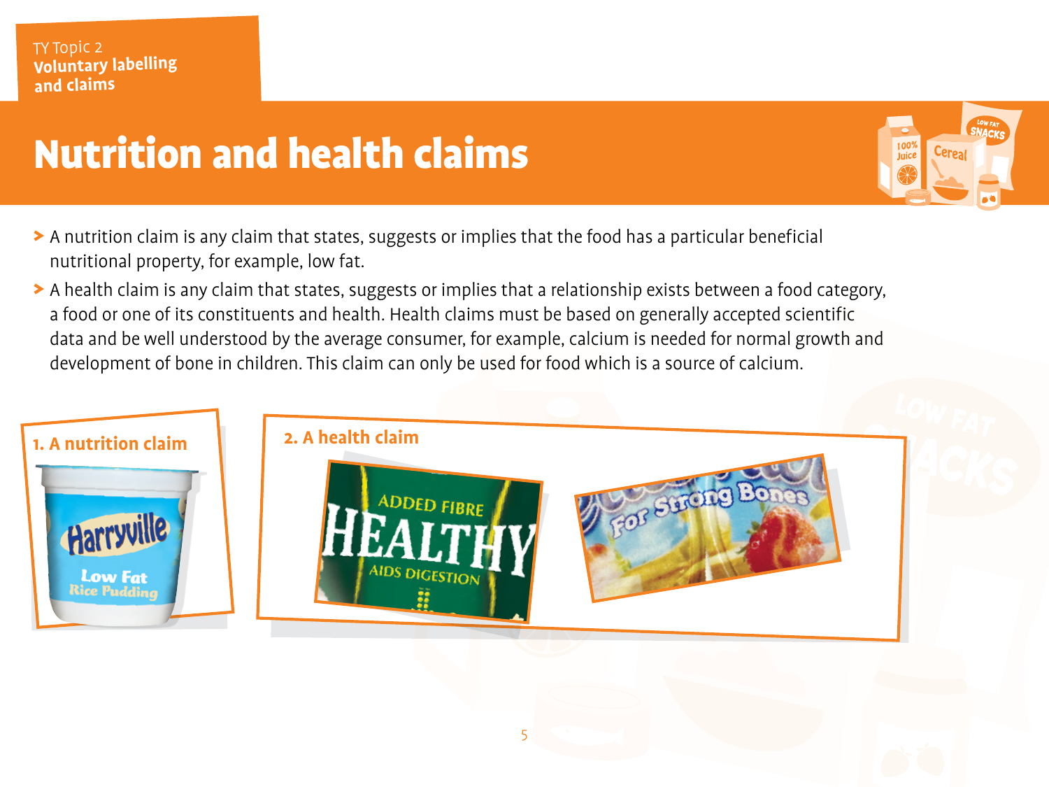# Nutrition and health claims

- A nutrition claim is any claim that states, suggests or implies that the food has a particular beneficial nutritional property, for example, low fat.
- A health claim is any claim that states, suggests or implies that a relationship exists between a food category, a food or one of its constituents and health. Health claims must be based on generally accepted scientific data and be well understood by the average consumer, for example, calcium is needed for normal growth and development of bone in children. This claim can only be used for food which is a source of calcium.

**1. A nutrition claim**

**2. A health claim**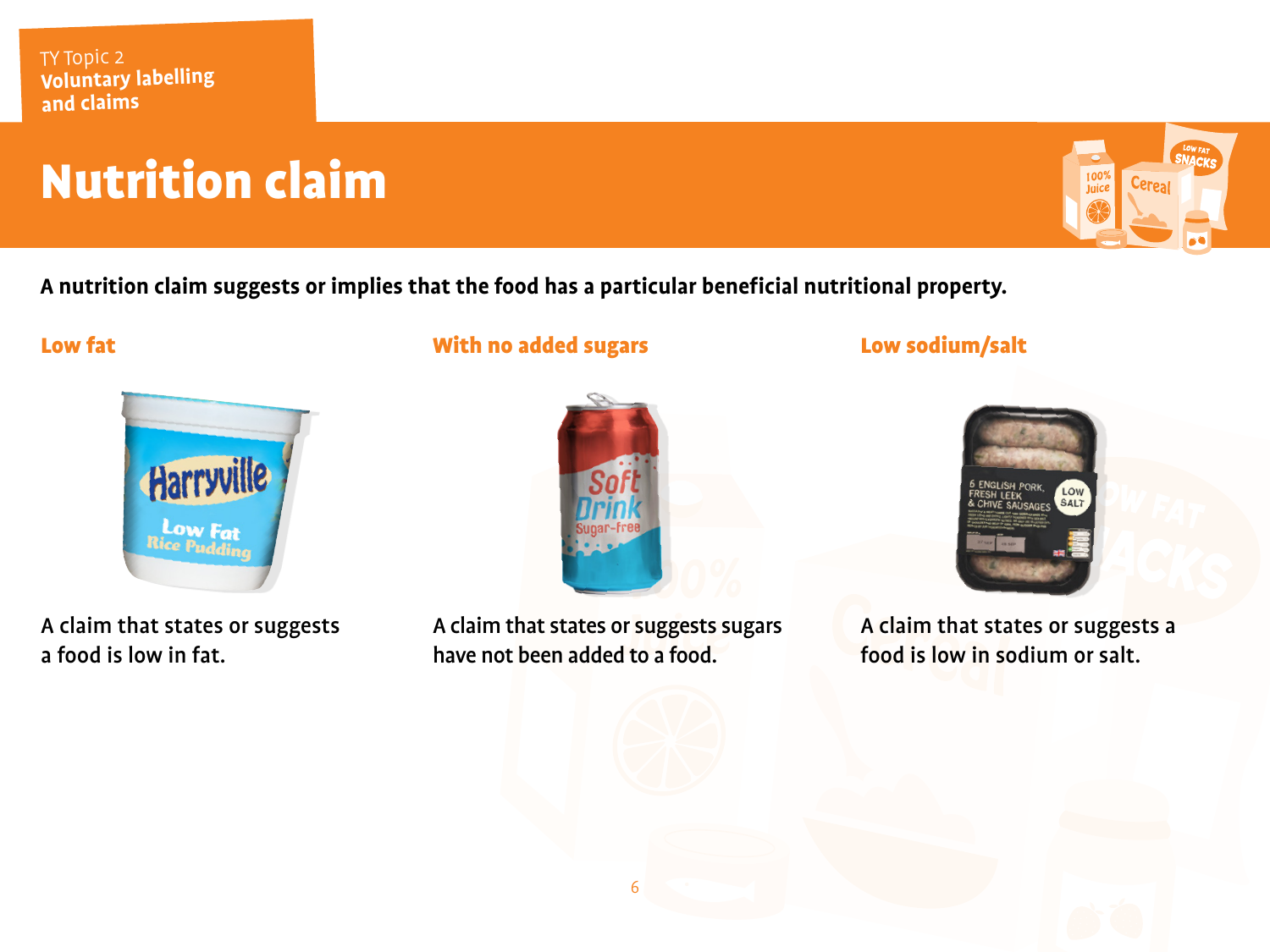TY Topic 2
**Voluntary labelling and claims**

# Nutrition claim

**A nutrition claim suggests or implies that the food has a particular beneficial nutritional property.**

### Low fat

A claim that states or suggests a food is low in fat.

### With no added sugars

A claim that states or suggests sugars have not been added to a food.

### Low sodium/salt

A claim that states or suggests a food is low in sodium or salt.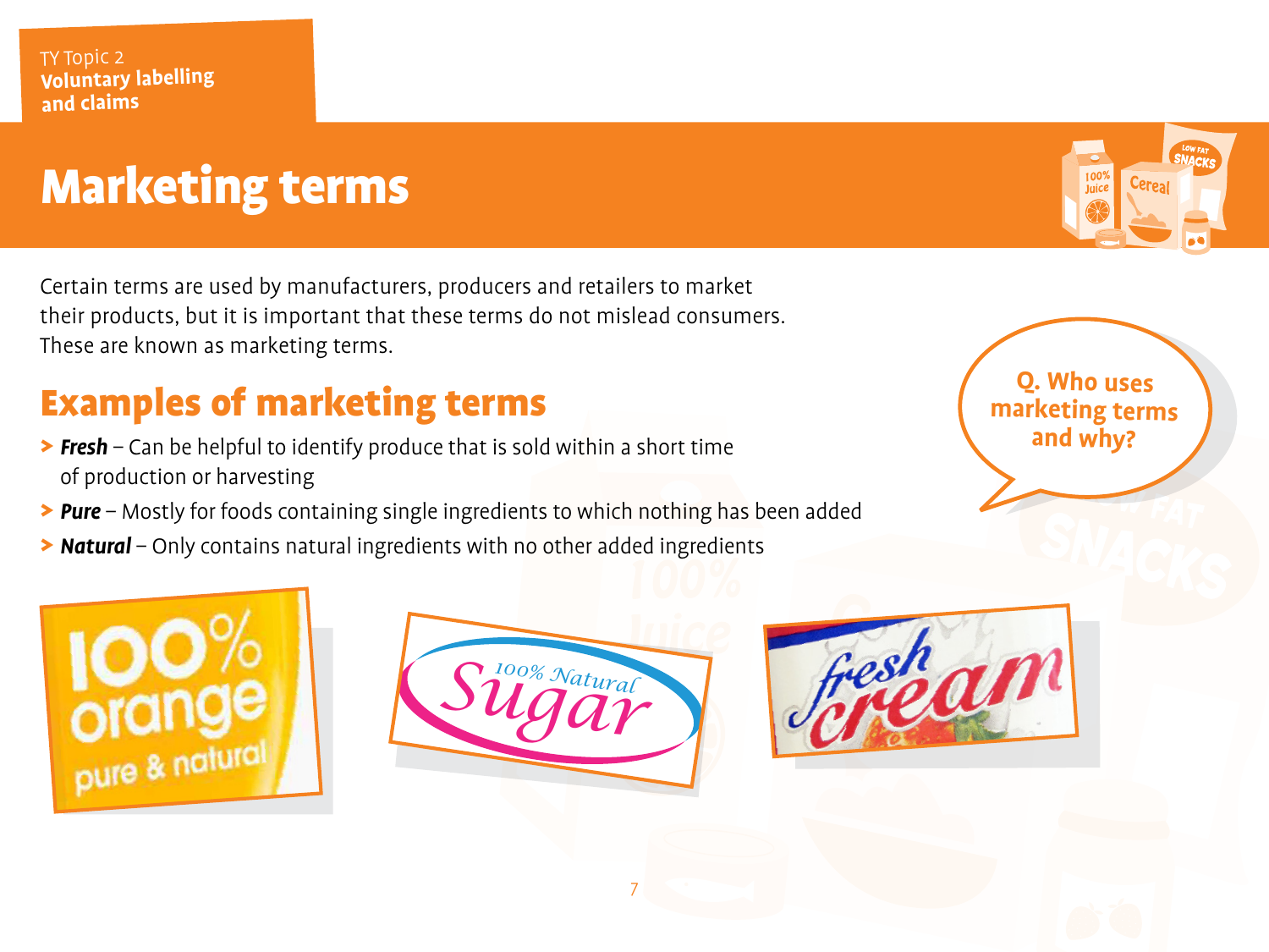TY Topic 2
**Voluntary labelling and claims**

# Marketing terms

Certain terms are used by manufacturers, producers and retailers to market their products, but it is important that these terms do not mislead consumers. These are known as marketing terms.

**Q. Who uses marketing terms and why?**

## Examples of marketing terms

- ***Fresh*** – Can be helpful to identify produce that is sold within a short time of production or harvesting
- ***Pure*** – Mostly for foods containing single ingredients to which nothing has been added
- ***Natural*** – Only contains natural ingredients with no other added ingredients

100% orange pure & natural

100% Natural Sugar

fresh cream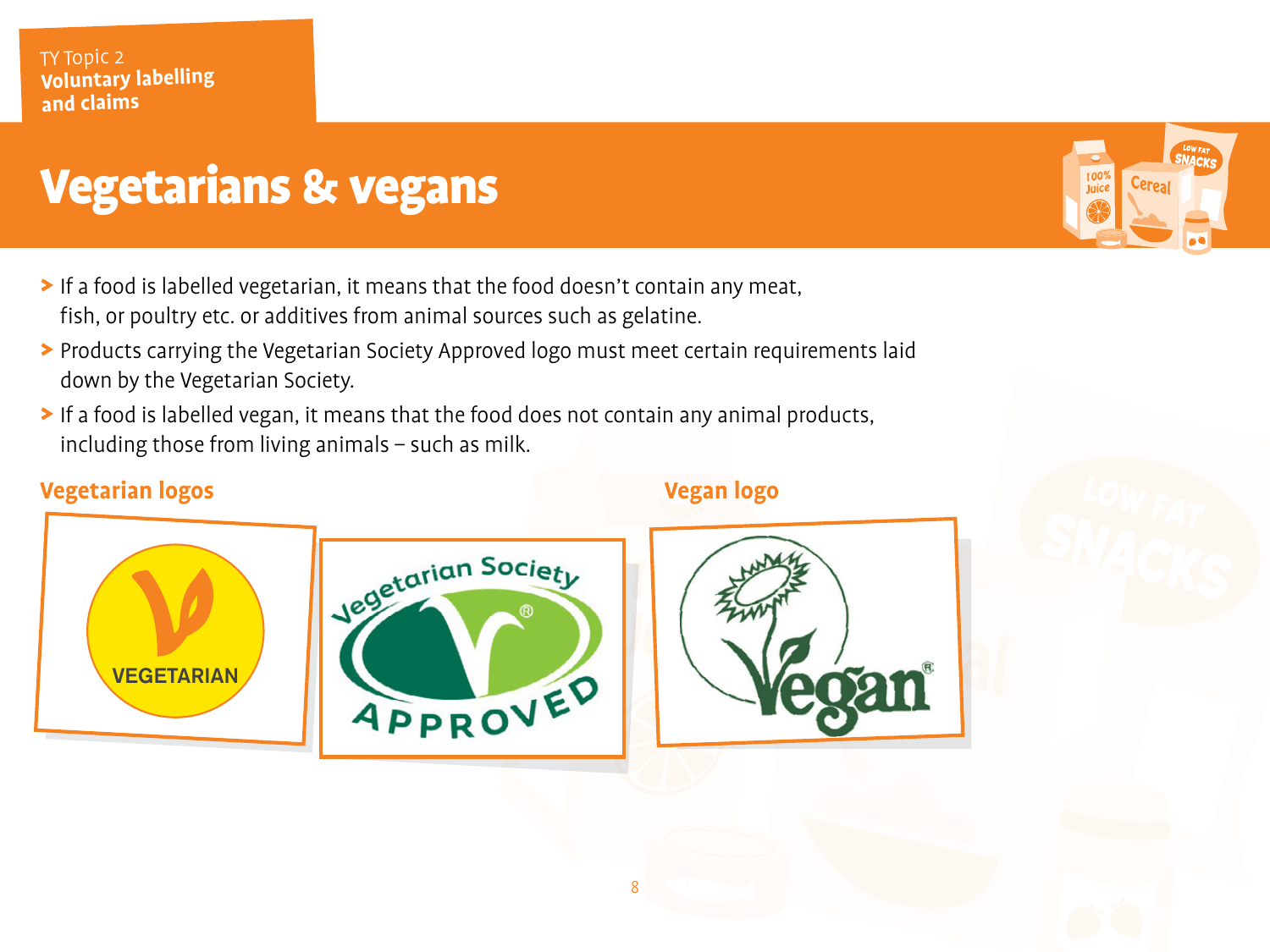# Vegetarians & vegans

- If a food is labelled vegetarian, it means that the food doesn't contain any meat, fish, or poultry etc. or additives from animal sources such as gelatine.
- Products carrying the Vegetarian Society Approved logo must meet certain requirements laid down by the Vegetarian Society.
- If a food is labelled vegan, it means that the food does not contain any animal products, including those from living animals – such as milk.

## Vegetarian logos

VEGETARIAN

Vegetarian Society APPROVED

## Vegan logo

Vegan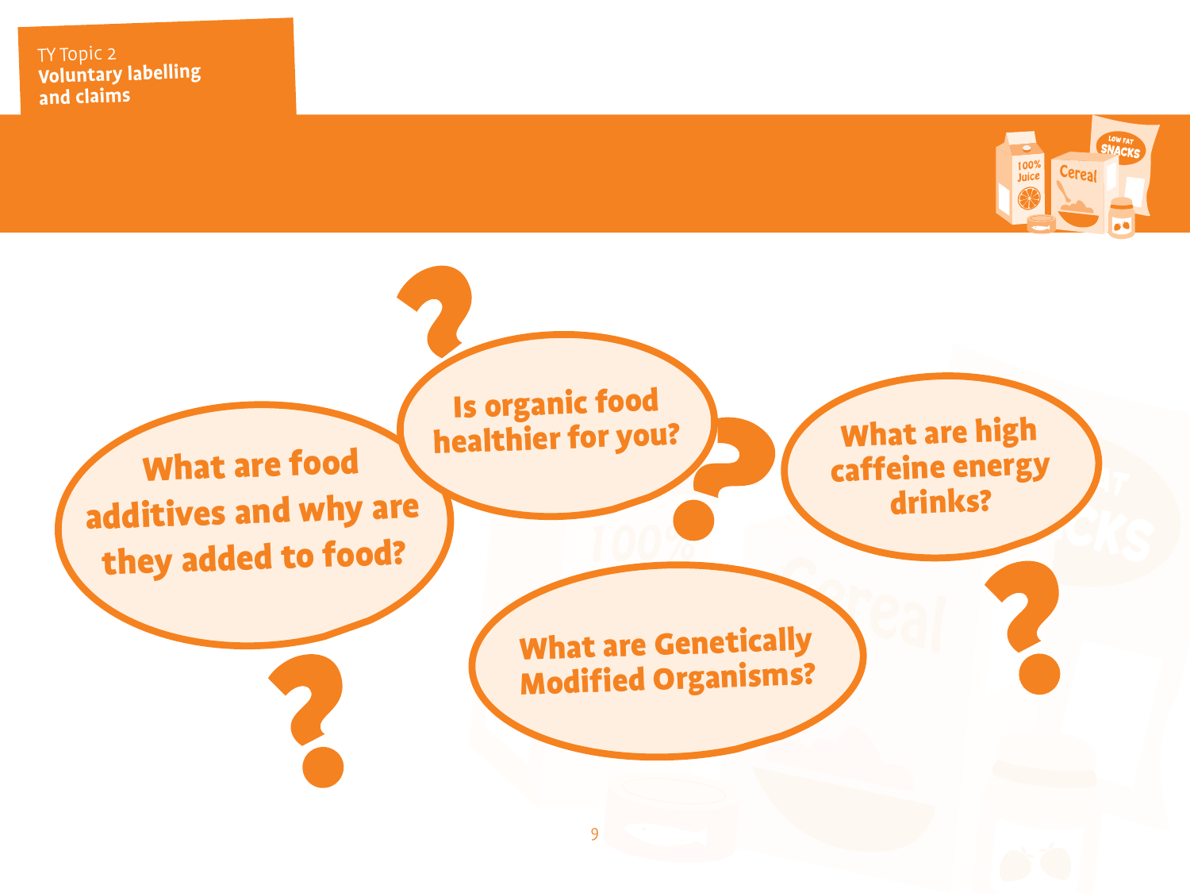TY Topic 2
**Voluntary labelling and claims**

What are food additives and why are they added to food?

Is organic food healthier for you?

What are high caffeine energy drinks?

What are Genetically Modified Organisms?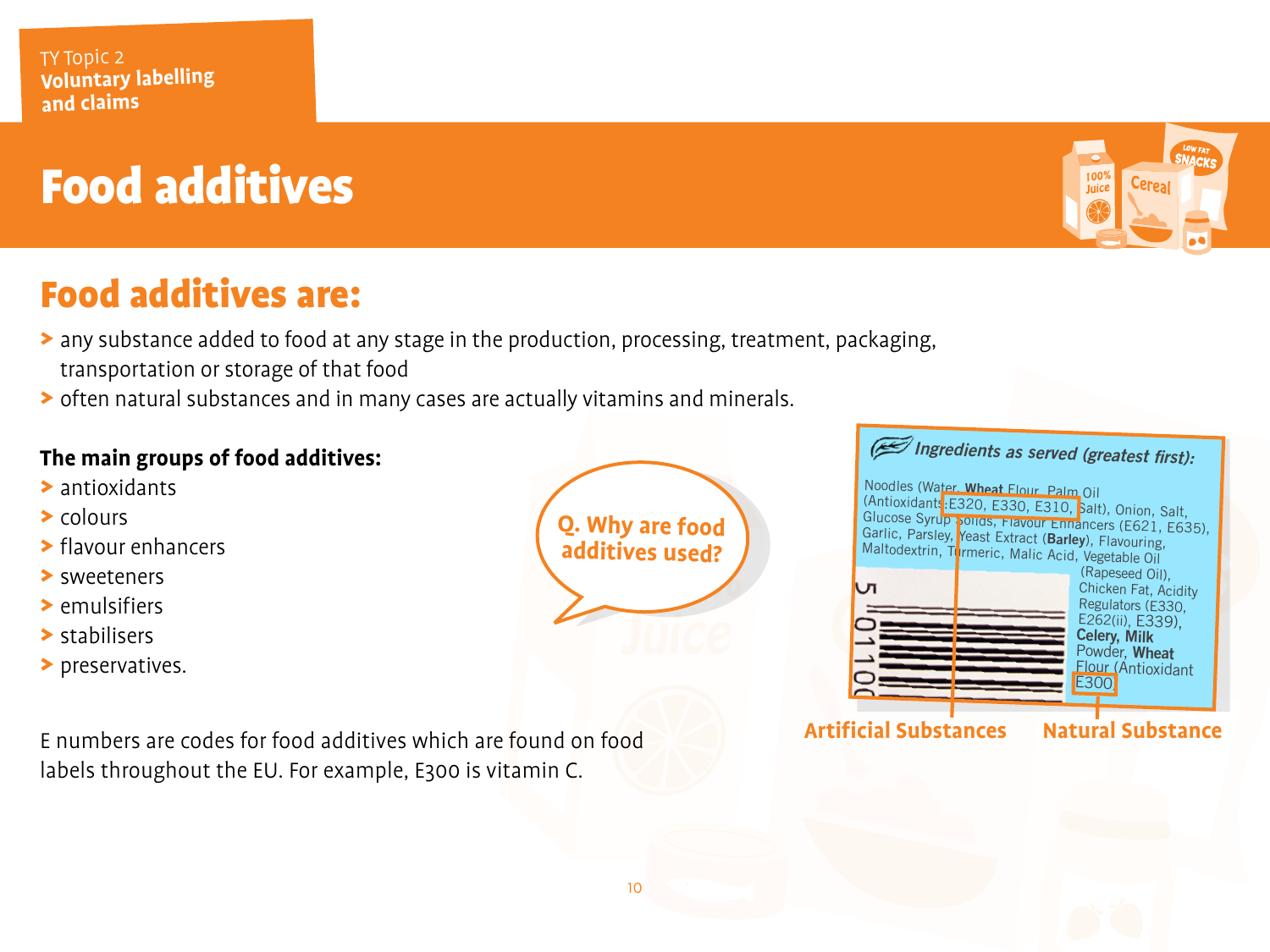TY Topic 2
**Voluntary labelling and claims**

# Food additives

## Food additives are:

- any substance added to food at any stage in the production, processing, treatment, packaging, transportation or storage of that food
- often natural substances and in many cases are actually vitamins and minerals.

**The main groups of food additives:**

- antioxidants
- colours
- flavour enhancers
- sweeteners
- emulsifiers
- stabilisers
- preservatives.

Q. Why are food additives used?

*Ingredients as served (greatest first):*

Noodles (Water, **Wheat** Flour, Palm Oil (Antioxidants: E320, E330, E310, Salt), Onion, Salt, Glucose Syrup Solids, Flavour Enhancers (E621, E635), Garlic, Parsley, Yeast Extract (**Barley**), Flavouring, Maltodextrin, Turmeric, Malic Acid, Vegetable Oil (Rapeseed Oil), Chicken Fat, Acidity Regulators (E330, E262(ii), E339), **Celery**, **Milk** Powder, **Wheat** Flour (Antioxidant E300

Artificial Substances

Natural Substance

E numbers are codes for food additives which are found on food labels throughout the EU. For example, E300 is vitamin C.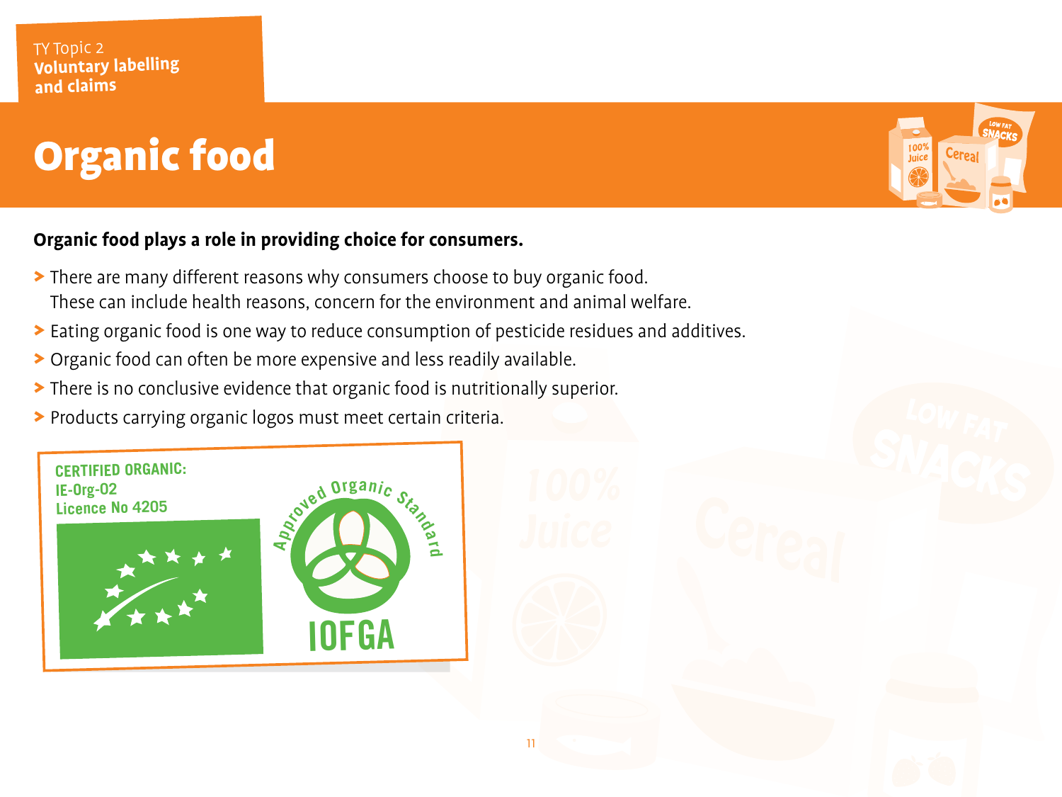TY Topic 2
**Voluntary labelling and claims**

# Organic food

**Organic food plays a role in providing choice for consumers.**

- There are many different reasons why consumers choose to buy organic food. These can include health reasons, concern for the environment and animal welfare.
- Eating organic food is one way to reduce consumption of pesticide residues and additives.
- Organic food can often be more expensive and less readily available.
- There is no conclusive evidence that organic food is nutritionally superior.
- Products carrying organic logos must meet certain criteria.

CERTIFIED ORGANIC:
IE-Org-02
Licence No 4205

Approved Organic Standard
IOFGA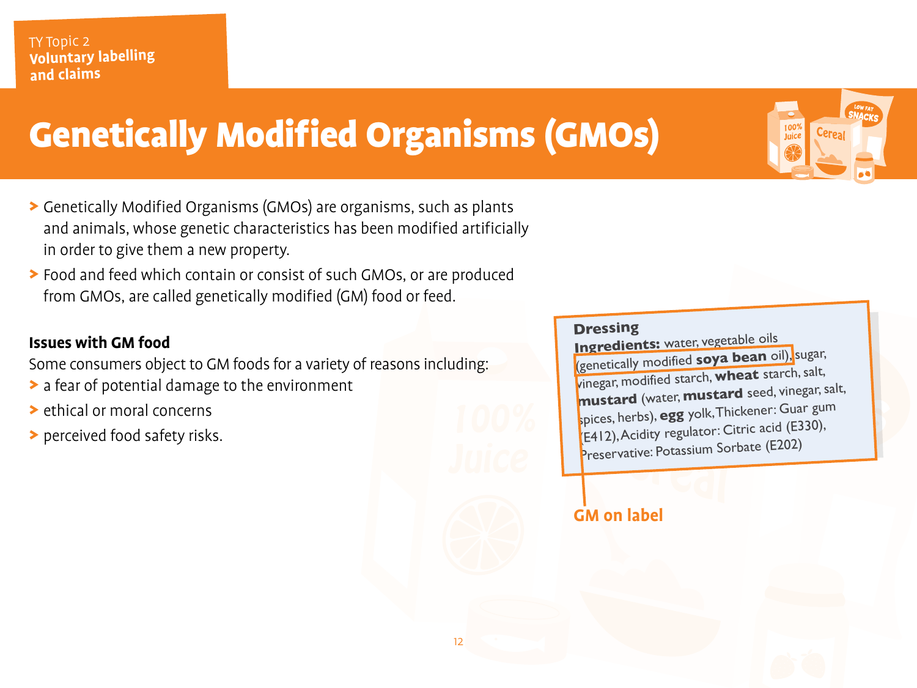TY Topic 2
**Voluntary labelling and claims**

# Genetically Modified Organisms (GMOs)

- Genetically Modified Organisms (GMOs) are organisms, such as plants and animals, whose genetic characteristics has been modified artificially in order to give them a new property.
- Food and feed which contain or consist of such GMOs, or are produced from GMOs, are called genetically modified (GM) food or feed.

### Issues with GM food

Some consumers object to GM foods for a variety of reasons including:

- a fear of potential damage to the environment
- ethical or moral concerns
- perceived food safety risks.

**Dressing**
**Ingredients:** water, vegetable oils (genetically modified **soya bean** oil), sugar, vinegar, modified starch, **wheat** starch, salt, **mustard** (water, **mustard** seed, vinegar, salt, spices, herbs), **egg** yolk, Thickener: Guar gum (E412), Acidity regulator: Citric acid (E330), Preservative: Potassium Sorbate (E202)

**GM on label**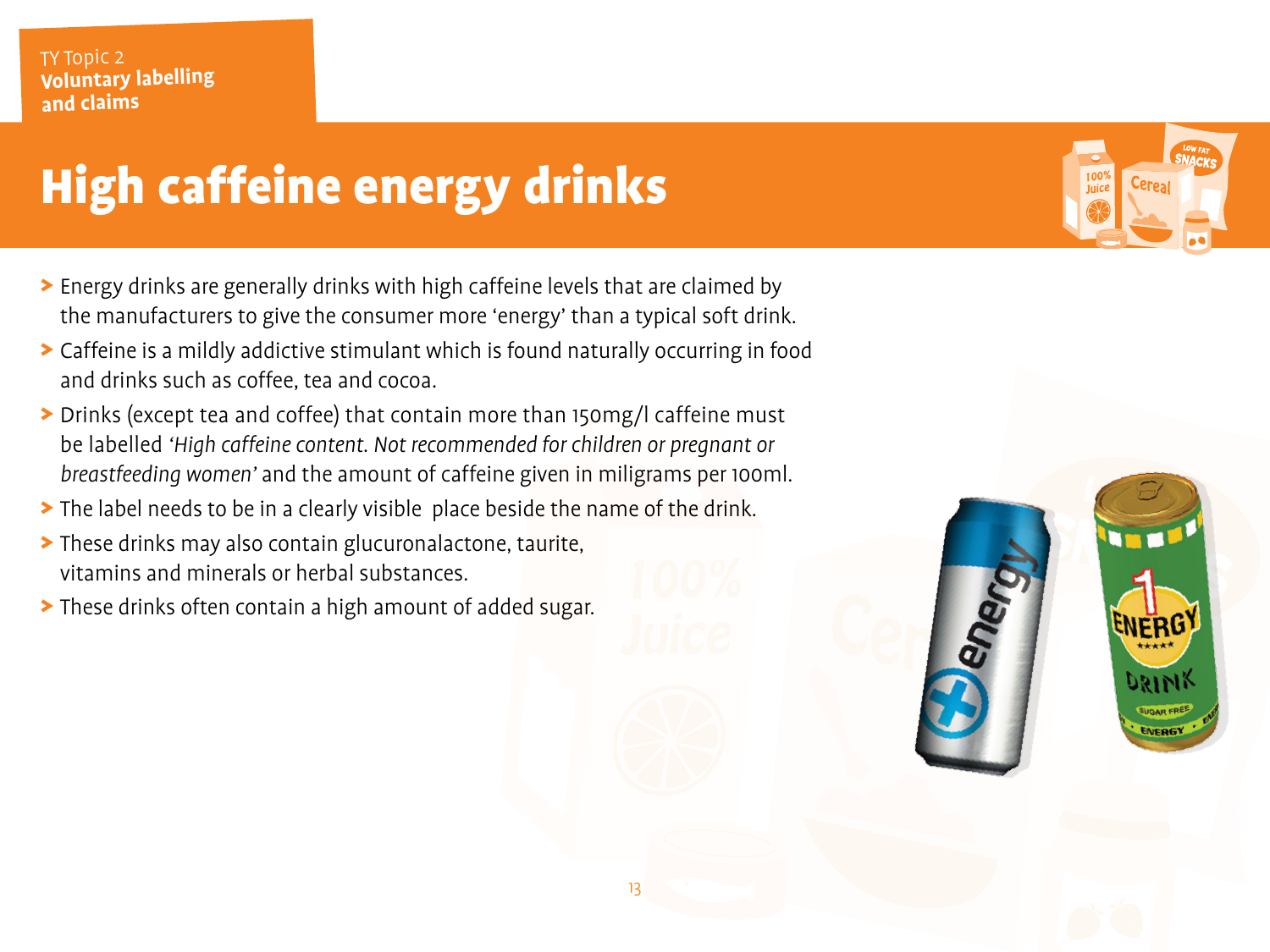TY Topic 2
**Voluntary labelling and claims**

# High caffeine energy drinks

- Energy drinks are generally drinks with high caffeine levels that are claimed by the manufacturers to give the consumer more 'energy' than a typical soft drink.
- Caffeine is a mildly addictive stimulant which is found naturally occurring in food and drinks such as coffee, tea and cocoa.
- Drinks (except tea and coffee) that contain more than 150mg/l caffeine must be labelled *'High caffeine content. Not recommended for children or pregnant or breastfeeding women'* and the amount of caffeine given in miligrams per 100ml.
- The label needs to be in a clearly visible place beside the name of the drink.
- These drinks may also contain glucuronalactone, taurite, vitamins and minerals or herbal substances.
- These drinks often contain a high amount of added sugar.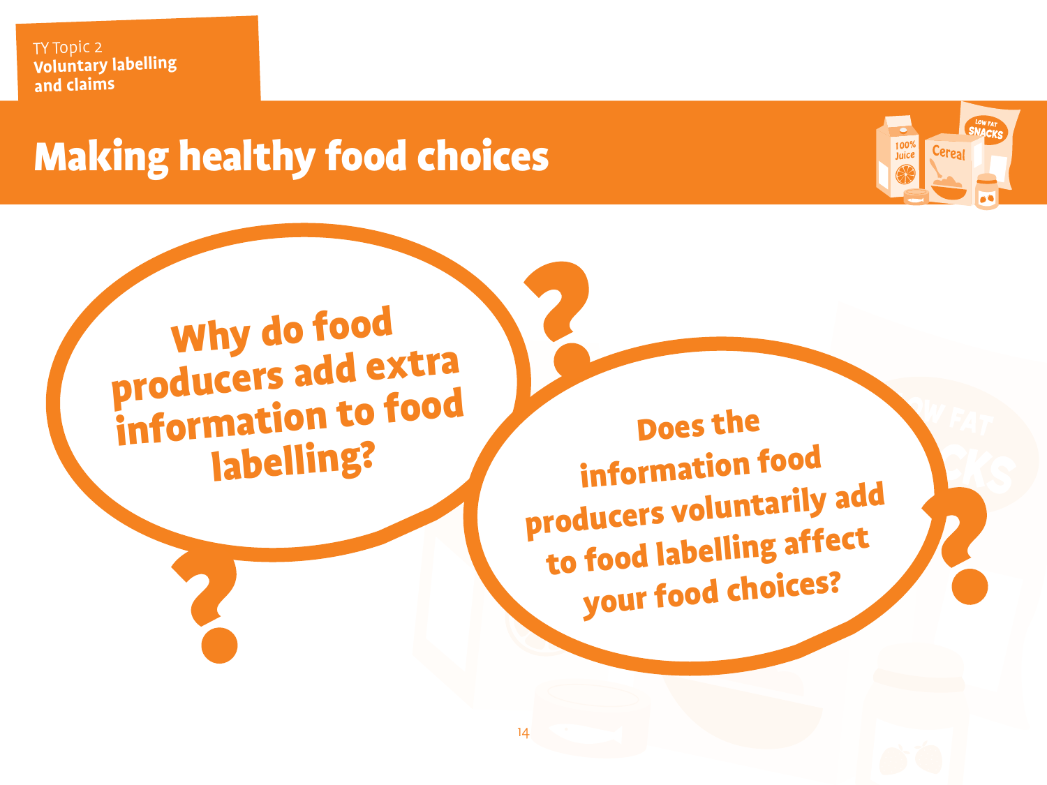TY Topic 2
**Voluntary labelling and claims**

# Making healthy food choices

**Why do food producers add extra information to food labelling?**

**Does the information food producers voluntarily add to food labelling affect your food choices?**